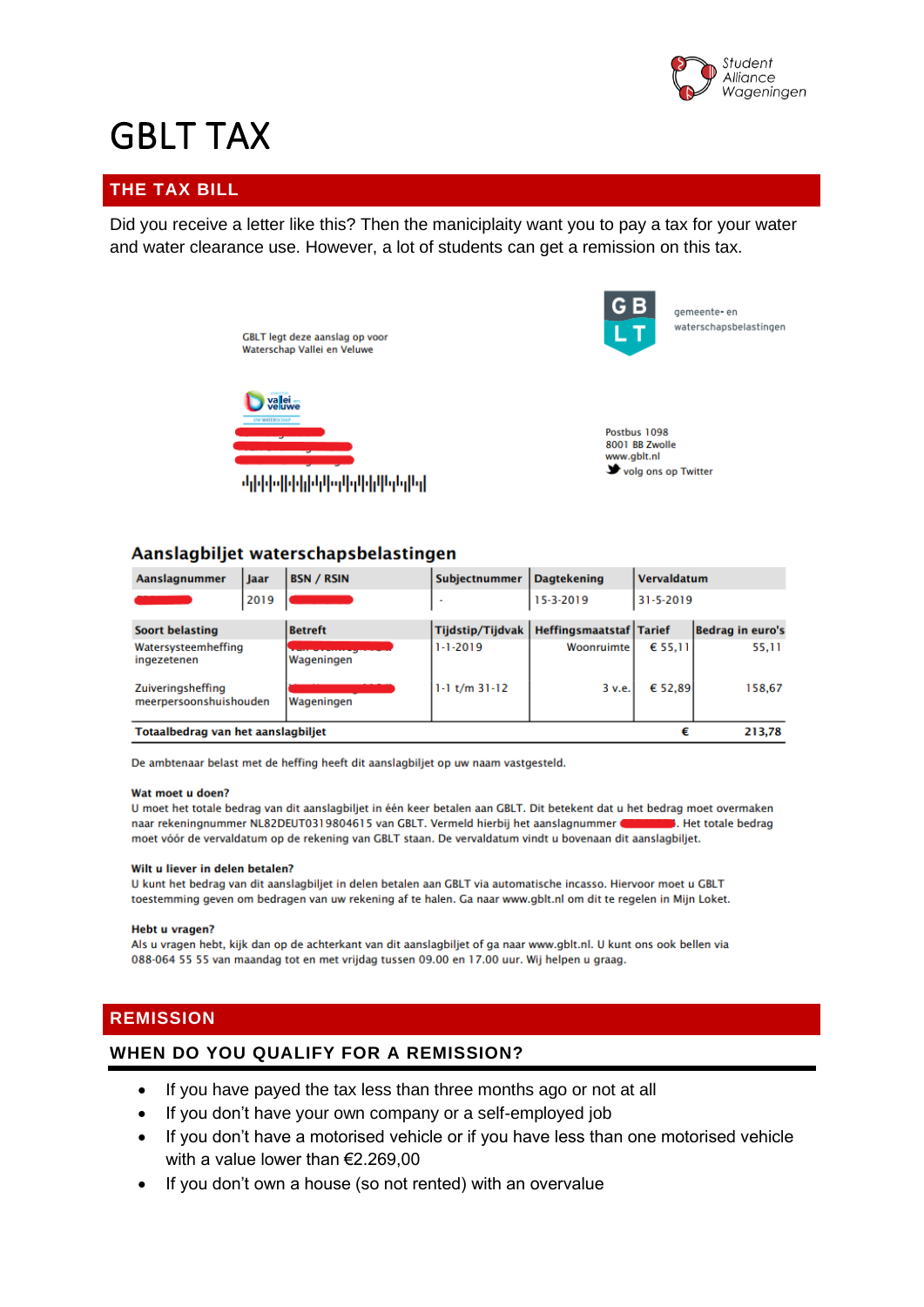Student Alliance Wageningen

# GBLT TAX

## THE TAX BILL

Did you receive a letter like this? Then the maniciplaity want you to pay a tax for your water and water clearance use. However, a lot of students can get a remission on this tax.

GBLT legt deze aanslag op voor Waterschap Vallei en Veluwe

GB LT gemeente- en waterschapsbelastingen

Postbus 1098
8001 BB Zwolle
www.gblt.nl
volg ons op Twitter

### Aanslagbiljet waterschapsbelastingen

| Aanslagnummer | Jaar | BSN / RSIN | Subjectnummer | Dagtekening | Vervaldatum |
|---|---|---|---|---|---|
| | 2019 | | - | 15-3-2019 | 31-5-2019 |

| Soort belasting | Betreft | Tijdstip/Tijdvak | Heffingsmaatstaf | Tarief | Bedrag in euro's |
|---|---|---|---|---|---|
| Watersysteemheffing ingezetenen | Wageningen | 1-1-2019 | Woonruimte | € 55,11 | 55,11 |
| Zuiveringsheffing meerpersoonshuishouden | Wageningen | 1-1 t/m 31-12 | 3 v.e. | € 52,89 | 158,67 |
| **Totaalbedrag van het aanslagbiljet** | | | | € | **213,78** |

De ambtenaar belast met de heffing heeft dit aanslagbiljet op uw naam vastgesteld.

**Wat moet u doen?**
U moet het totale bedrag van dit aanslagbiljet in één keer betalen aan GBLT. Dit betekent dat u het bedrag moet overmaken naar rekeningnummer NL82DEUT0319804615 van GBLT. Vermeld hierbij het aanslagnummer . Het totale bedrag moet vóór de vervaldatum op de rekening van GBLT staan. De vervaldatum vindt u bovenaan dit aanslagbiljet.

**Wilt u liever in delen betalen?**
U kunt het bedrag van dit aanslagbiljet in delen betalen aan GBLT via automatische incasso. Hiervoor moet u GBLT toestemming geven om bedragen van uw rekening af te halen. Ga naar www.gblt.nl om dit te regelen in Mijn Loket.

**Hebt u vragen?**
Als u vragen hebt, kijk dan op de achterkant van dit aanslagbiljet of ga naar www.gblt.nl. U kunt ons ook bellen via 088-064 55 55 van maandag tot en met vrijdag tussen 09.00 en 17.00 uur. Wij helpen u graag.

## REMISSION

### WHEN DO YOU QUALIFY FOR A REMISSION?

- If you have payed the tax less than three months ago or not at all
- If you don't have your own company or a self-employed job
- If you don't have a motorised vehicle or if you have less than one motorised vehicle with a value lower than €2.269,00
- If you don't own a house (so not rented) with an overvalue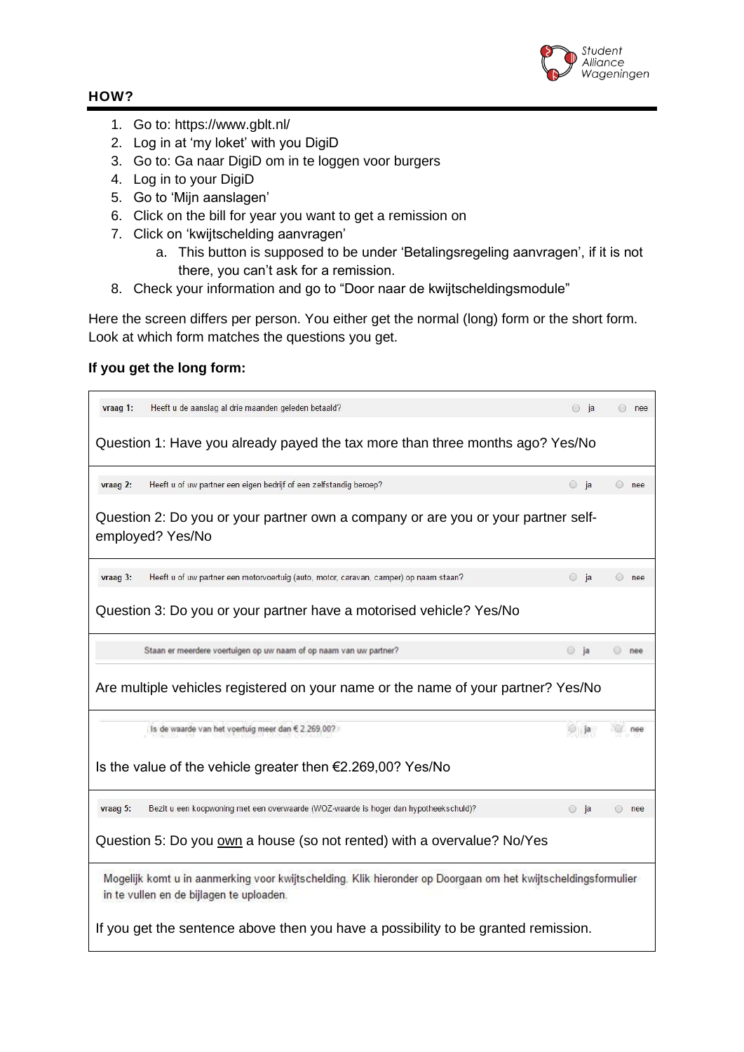## HOW?

1. Go to: https://www.gblt.nl/
2. Log in at 'my loket' with you DigiD
3. Go to: Ga naar DigiD om in te loggen voor burgers
4. Log in to your DigiD
5. Go to 'Mijn aanslagen'
6. Click on the bill for year you want to get a remission on
7. Click on 'kwijtschelding aanvragen'
   a. This button is supposed to be under 'Betalingsregeling aanvragen', if it is not there, you can't ask for a remission.
8. Check your information and go to "Door naar de kwijtscheldingsmodule"

Here the screen differs per person. You either get the normal (long) form or the short form. Look at which form matches the questions you get.

**If you get the long form:**

| |
|---|
| vraag 1: Heeft u de aanslag al drie maanden geleden betaald? ○ ja ○ nee<br><br>Question 1: Have you already payed the tax more than three months ago? Yes/No |
| vraag 2: Heeft u of uw partner een eigen bedrijf of een zelfstandig beroep? ○ ja ○ nee<br><br>Question 2: Do you or your partner own a company or are you or your partner self-employed? Yes/No |
| vraag 3: Heeft u of uw partner een motorvoertuig (auto, motor, caravan, camper) op naam staan? ○ ja ○ nee<br><br>Question 3: Do you or your partner have a motorised vehicle? Yes/No |
| Staan er meerdere voertuigen op uw naam of op naam van uw partner? ○ ja ○ nee<br><br>Are multiple vehicles registered on your name or the name of your partner? Yes/No |
| Is de waarde van het voertuig meer dan € 2.269,00? ○ ja ○ nee<br><br>Is the value of the vehicle greater then €2.269,00? Yes/No |
| vraag 5: Bezit u een koopwoning met een overwaarde (WOZ-waarde is hoger dan hypotheekschuld)? ○ ja ○ nee<br><br>Question 5: Do you <u>own</u> a house (so not rented) with a overvalue? No/Yes |
| Mogelijk komt u in aanmerking voor kwijtschelding. Klik hieronder op Doorgaan om het kwijtscheldingsformulier in te vullen en de bijlagen te uploaden.<br><br>If you get the sentence above then you have a possibility to be granted remission. |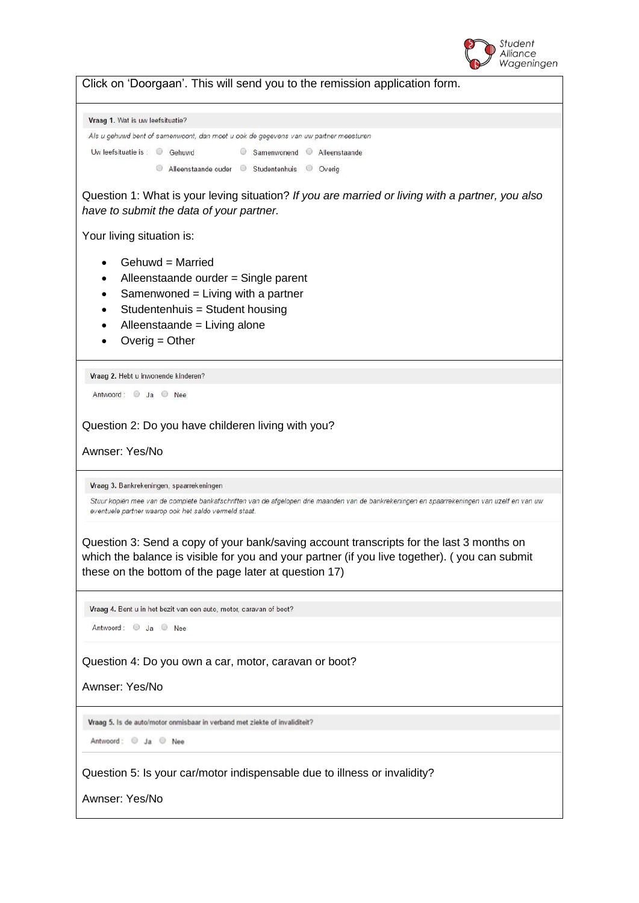Click on 'Doorgaan'. This will send you to the remission application form.

**Vraag 1.** Wat is uw leefsituatie?

*Als u gehuwd bent of samenwoont, dan moet u ook de gegevens van uw partner meesturen*

Uw leefsituatie is : Gehuwd / Samenwonend / Alleenstaande / Alleenstaande ouder / Studentenhuis / Overig

Question 1: What is your leving situation? *If you are married or living with a partner, you also have to submit the data of your partner.*

Your living situation is:

- Gehuwd = Married
- Alleenstaande ourder = Single parent
- Samenwoned = Living with a partner
- Studentenhuis = Student housing
- Alleenstaande = Living alone
- Overig = Other

**Vraag 2.** Hebt u inwonende kinderen?

Antwoord : Ja / Nee

Question 2: Do you have childeren living with you?

Awnser: Yes/No

**Vraag 3.** Bankrekeningen, spaarrekeningen

*Stuur kopiën mee van de complete bankafschriften van de afgelopen drie maanden van de bankrekeningen en spaarrekeningen van uzelf en van uw eventuele partner waarop ook het saldo vermeld staat.*

Question 3: Send a copy of your bank/saving account transcripts for the last 3 months on which the balance is visible for you and your partner (if you live together). ( you can submit these on the bottom of the page later at question 17)

**Vraag 4.** Bent u in het bezit van een auto, motor, caravan of boot?

Antwoord : Ja / Nee

Question 4: Do you own a car, motor, caravan or boot?

Awnser: Yes/No

**Vraag 5.** Is de auto/motor onmisbaar in verband met ziekte of invaliditeit?

Antwoord : Ja / Nee

Question 5: Is your car/motor indispensable due to illness or invalidity?

Awnser: Yes/No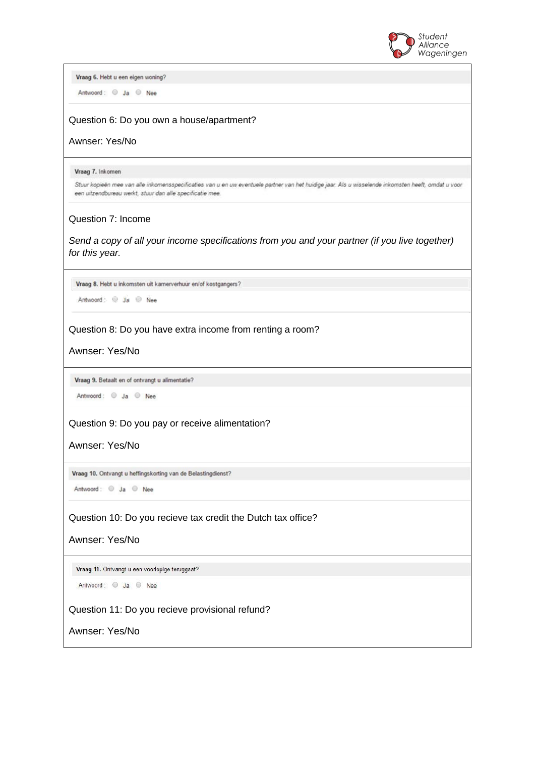Vraag 6. Hebt u een eigen woning?

Antwoord : Ja Nee

Question 6: Do you own a house/apartment?

Awnser: Yes/No

---

Vraag 7. Inkomen

Stuur kopieën mee van alle inkomensspecificaties van u en uw eventuele partner van het huidige jaar. Als u wisselende inkomsten heeft, omdat u voor een uitzendbureau werkt, stuur dan alle specificatie mee.

Question 7: Income

*Send a copy of all your income specifications from you and your partner (if you live together) for this year.*

---

Vraag 8. Hebt u inkomsten uit kamerverhuur en/of kostgangers?

Antwoord : Ja Nee

Question 8: Do you have extra income from renting a room?

Awnser: Yes/No

---

Vraag 9. Betaalt en of ontvangt u alimentatie?

Antwoord : Ja Nee

Question 9: Do you pay or receive alimentation?

Awnser: Yes/No

---

Vraag 10. Ontvangt u heffingskorting van de Belastingdienst?

Antwoord : Ja Nee

Question 10: Do you recieve tax credit the Dutch tax office?

Awnser: Yes/No

---

Vraag 11. Ontvangt u een voorlopige teruggaaf?

Antwoord : Ja Nee

Question 11: Do you recieve provisional refund?

Awnser: Yes/No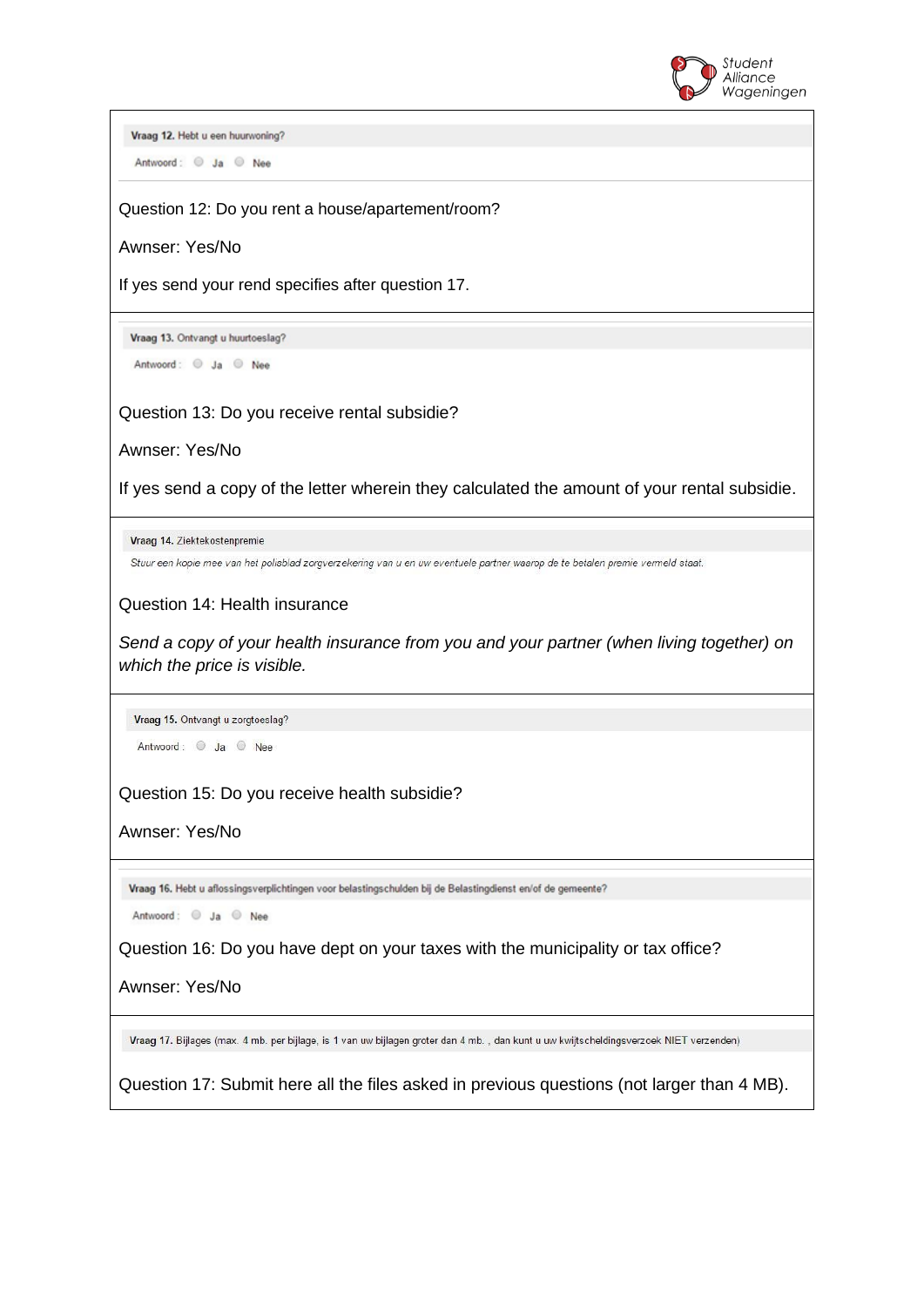Vraag 12. Hebt u een huurwoning?

Antwoord : ○ Ja ○ Nee

Question 12: Do you rent a house/apartement/room?

Awnser: Yes/No

If yes send your rend specifies after question 17.

Vraag 13. Ontvangt u huurtoeslag?

Antwoord : ○ Ja ○ Nee

Question 13: Do you receive rental subsidie?

Awnser: Yes/No

If yes send a copy of the letter wherein they calculated the amount of your rental subsidie.

Vraag 14. Ziektekostenpremie

*Stuur een kopie mee van het polisblad zorgverzekering van u en uw eventuele partner waarop de te betalen premie vermeld staat.*

Question 14: Health insurance

*Send a copy of your health insurance from you and your partner (when living together) on which the price is visible.*

Vraag 15. Ontvangt u zorgtoeslag?

Antwoord : ○ Ja ○ Nee

Question 15: Do you receive health subsidie?

Awnser: Yes/No

Vraag 16. Hebt u aflossingsverplichtingen voor belastingschulden bij de Belastingdienst en/of de gemeente?

Antwoord : ○ Ja ○ Nee

Question 16: Do you have dept on your taxes with the municipality or tax office?

Awnser: Yes/No

Vraag 17. Bijlages (max. 4 mb. per bijlage, is 1 van uw bijlagen groter dan 4 mb. , dan kunt u uw kwijtscheldingsverzoek NIET verzenden)

Question 17: Submit here all the files asked in previous questions (not larger than 4 MB).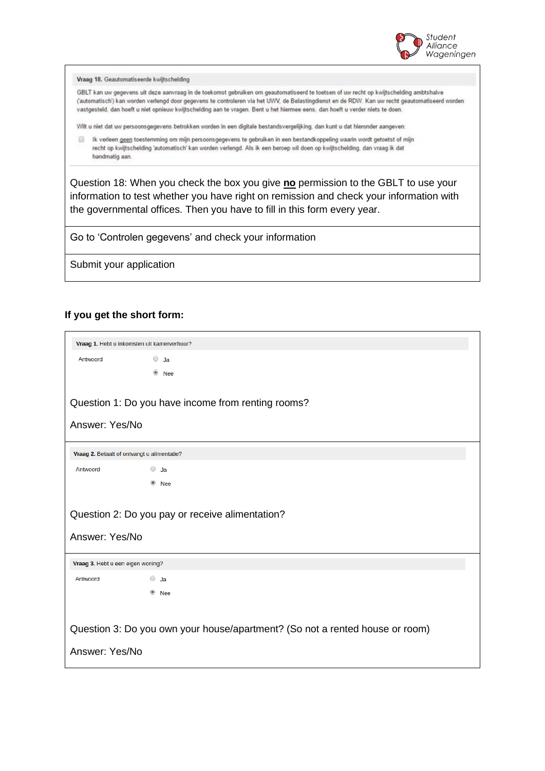**Vraag 18.** Geautomatiseerde kwijtschelding

GBLT kan uw gegevens uit deze aanvraag in de toekomst gebruiken om geautomatiseerd te toetsen of uw recht op kwijtschelding ambtshalve ('automatisch') kan worden verlengd door gegevens te controleren via het UWV, de Belastingdienst en de RDW. Kan uw recht geautomatiseerd worden vastgesteld, dan hoeft u niet opnieuw kwijtschelding aan te vragen. Bent u het hiermee eens, dan hoeft u verder niets te doen.

Wilt u niet dat uw persoonsgegevens betrokken worden in een digitale bestandsvergelijking, dan kunt u dat hieronder aangeven:

- [ ] Ik verleen geen toestemming om mijn persoonsgegevens te gebruiken in een bestandkoppeling waarin wordt getoetst of mijn recht op kwijtschelding 'automatisch' kan worden verlengd. Als ik een beroep wil doen op kwijtschelding, dan vraag ik dat handmatig aan.

Question 18: When you check the box you give **no** permission to the GBLT to use your information to test whether you have right on remission and check your information with the governmental offices. Then you have to fill in this form every year.

Go to 'Controlen gegevens' and check your information

Submit your application

**If you get the short form:**

**Vraag 1.** Hebt u inkomsten uit kamerverhuur?

Antwoord
- ○ Ja
- ◉ Nee

Question 1: Do you have income from renting rooms?

Answer: Yes/No

**Vraag 2.** Betaalt of ontvangt u alimentatie?

Antwoord
- ○ Ja
- ◉ Nee

Question 2: Do you pay or receive alimentation?

Answer: Yes/No

**Vraag 3.** Hebt u een eigen woning?

Antwoord
- ○ Ja
- ◉ Nee

Question 3: Do you own your house/apartment? (So not a rented house or room)

Answer: Yes/No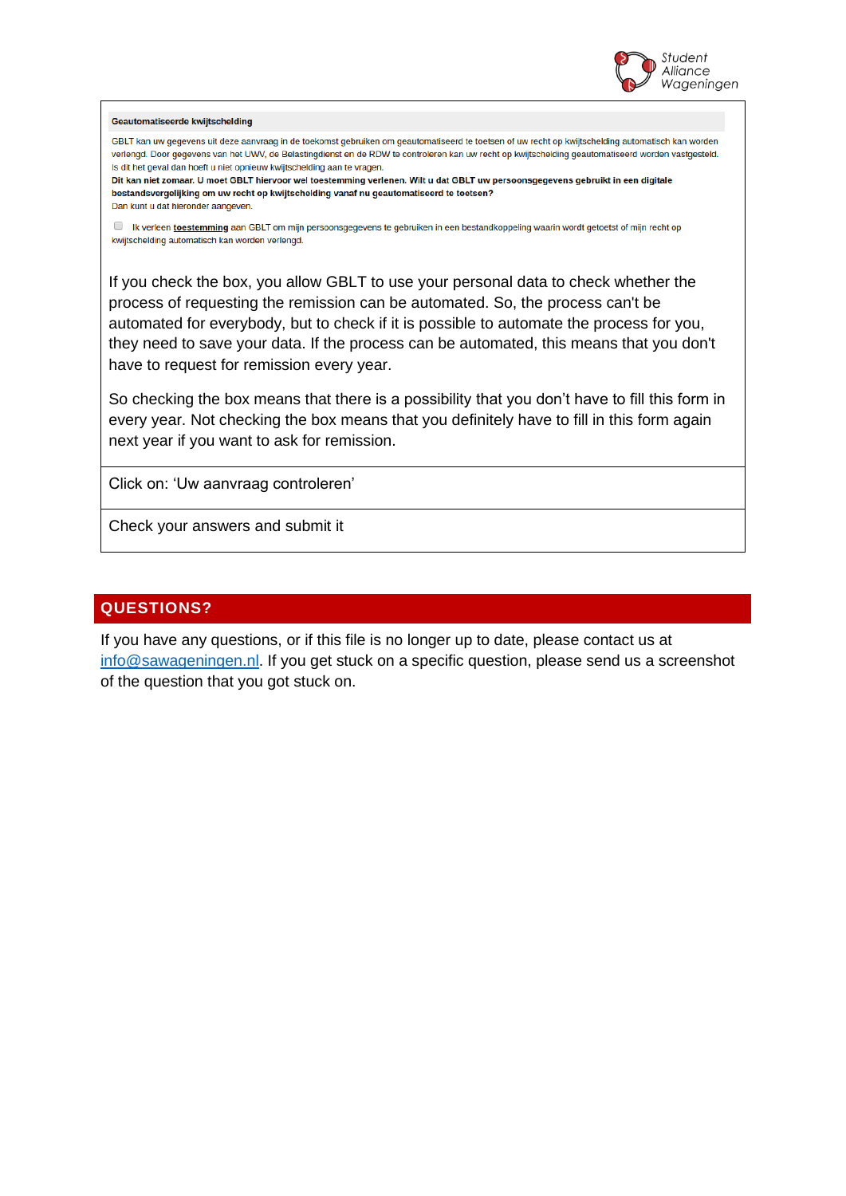| |
|---|
| **Geautomatiseerde kwijtschelding**<br><br>GBLT kan uw gegevens uit deze aanvraag in de toekomst gebruiken om geautomatiseerd te toetsen of uw recht op kwijtschelding automatisch kan worden verlengd. Door gegevens van het UWV, de Belastingdienst en de RDW te controleren kan uw recht op kwijtschelding geautomatiseerd worden vastgesteld. Is dit het geval dan hoeft u niet opnieuw kwijtschelding aan te vragen.<br>**Dit kan niet zomaar. U moet GBLT hiervoor wel toestemming verlenen. Wilt u dat GBLT uw persoonsgegevens gebruikt in een digitale bestandsvergelijking om uw recht op kwijtschelding vanaf nu geautomatiseerd te toetsen?**<br>Dan kunt u dat hieronder aangeven.<br><br>☐ Ik verleen **toestemming** aan GBLT om mijn persoonsgegevens te gebruiken in een bestandkoppeling waarin wordt getoetst of mijn recht op kwijtschelding automatisch kan worden verlengd.<br><br>If you check the box, you allow GBLT to use your personal data to check whether the process of requesting the remission can be automated. So, the process can't be automated for everybody, but to check if it is possible to automate the process for you, they need to save your data. If the process can be automated, this means that you don't have to request for remission every year.<br><br>So checking the box means that there is a possibility that you don't have to fill this form in every year. Not checking the box means that you definitely have to fill in this form again next year if you want to ask for remission. |
| Click on: 'Uw aanvraag controleren' |
| Check your answers and submit it |

## QUESTIONS?

If you have any questions, or if this file is no longer up to date, please contact us at info@sawageningen.nl. If you get stuck on a specific question, please send us a screenshot of the question that you got stuck on.